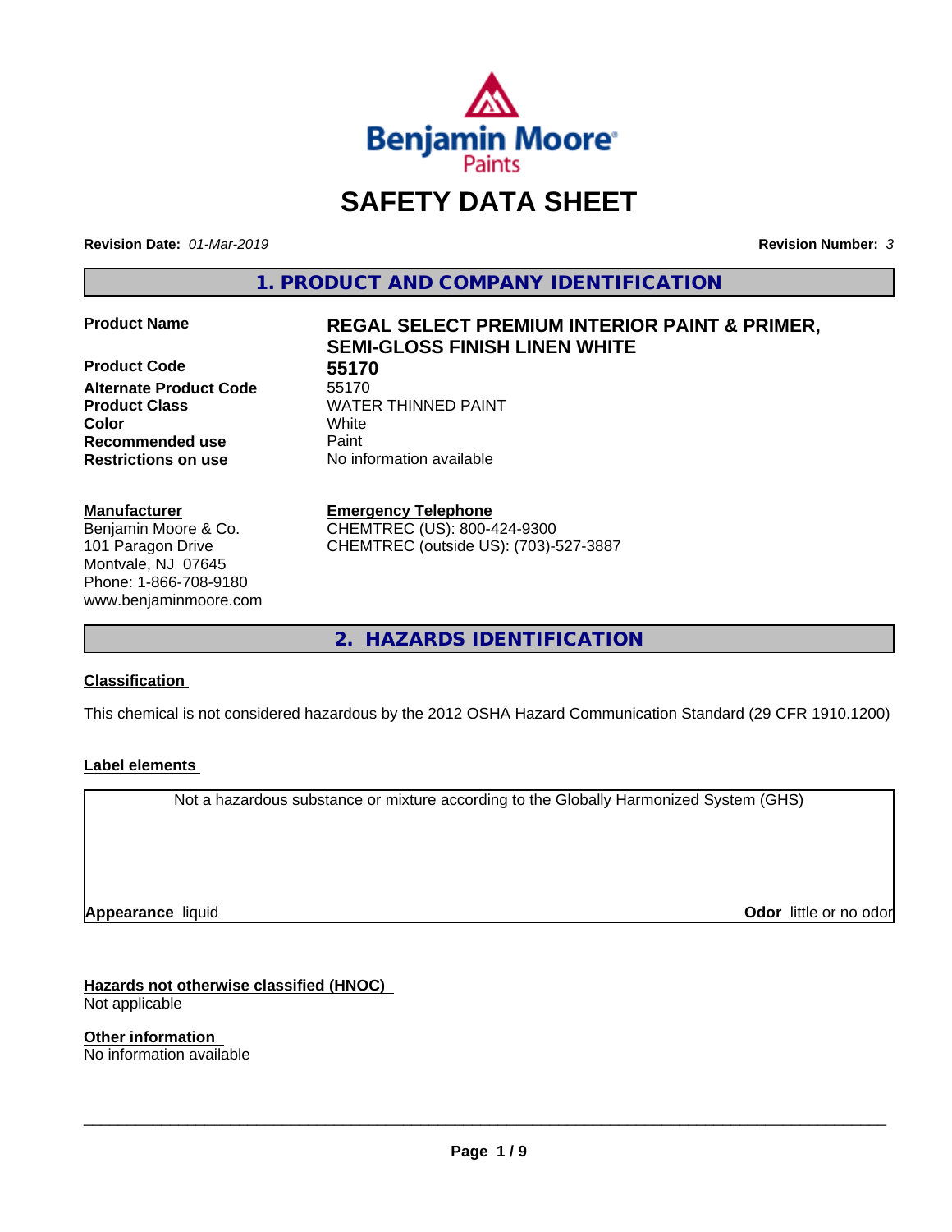Benjamin Moore Paints

# SAFETY DATA SHEET

**Revision Date:** *01-Mar-2019* **Revision Number:** *3*

## 1. PRODUCT AND COMPANY IDENTIFICATION

| | |
|---|---|
| **Product Name** | **REGAL SELECT PREMIUM INTERIOR PAINT & PRIMER, SEMI-GLOSS FINISH LINEN WHITE** |
| **Product Code** | **55170** |
| **Alternate Product Code** | 55170 |
| **Product Class** | WATER THINNED PAINT |
| **Color** | White |
| **Recommended use** | Paint |
| **Restrictions on use** | No information available |

**Manufacturer**
Benjamin Moore & Co.
101 Paragon Drive
Montvale, NJ 07645
Phone: 1-866-708-9180
www.benjaminmoore.com

**Emergency Telephone**
CHEMTREC (US): 800-424-9300
CHEMTREC (outside US): (703)-527-3887

## 2. HAZARDS IDENTIFICATION

**Classification**

This chemical is not considered hazardous by the 2012 OSHA Hazard Communication Standard (29 CFR 1910.1200)

**Label elements**

Not a hazardous substance or mixture according to the Globally Harmonized System (GHS)

**Appearance** liquid **Odor** little or no odor

**Hazards not otherwise classified (HNOC)**
Not applicable

**Other information**
No information available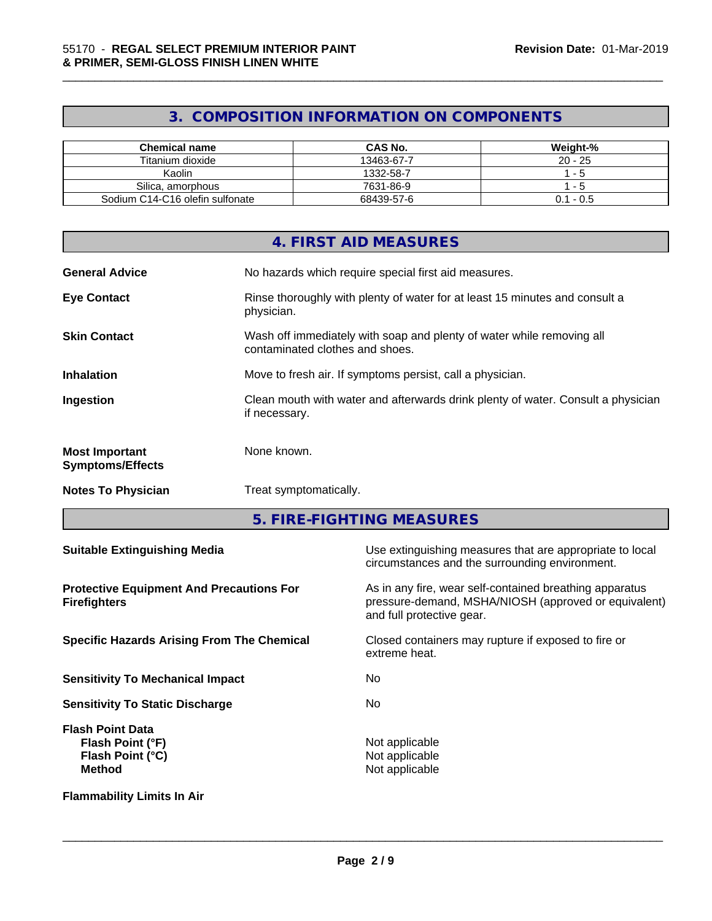## 3. COMPOSITION INFORMATION ON COMPONENTS

| Chemical name | CAS No. | Weight-% |
|---|---|---|
| Titanium dioxide | 13463-67-7 | 20 - 25 |
| Kaolin | 1332-58-7 | 1 - 5 |
| Silica, amorphous | 7631-86-9 | 1 - 5 |
| Sodium C14-C16 olefin sulfonate | 68439-57-6 | 0.1 - 0.5 |

## 4. FIRST AID MEASURES

**General Advice**
No hazards which require special first aid measures.

**Eye Contact**
Rinse thoroughly with plenty of water for at least 15 minutes and consult a physician.

**Skin Contact**
Wash off immediately with soap and plenty of water while removing all contaminated clothes and shoes.

**Inhalation**
Move to fresh air. If symptoms persist, call a physician.

**Ingestion**
Clean mouth with water and afterwards drink plenty of water. Consult a physician if necessary.

**Most Important Symptoms/Effects**
None known.

**Notes To Physician**
Treat symptomatically.

## 5. FIRE-FIGHTING MEASURES

**Suitable Extinguishing Media**
Use extinguishing measures that are appropriate to local circumstances and the surrounding environment.

**Protective Equipment And Precautions For Firefighters**
As in any fire, wear self-contained breathing apparatus pressure-demand, MSHA/NIOSH (approved or equivalent) and full protective gear.

**Specific Hazards Arising From The Chemical**
Closed containers may rupture if exposed to fire or extreme heat.

**Sensitivity To Mechanical Impact**
No

**Sensitivity To Static Discharge**
No

**Flash Point Data**
**Flash Point (°F)** Not applicable
**Flash Point (°C)** Not applicable
**Method** Not applicable

**Flammability Limits In Air**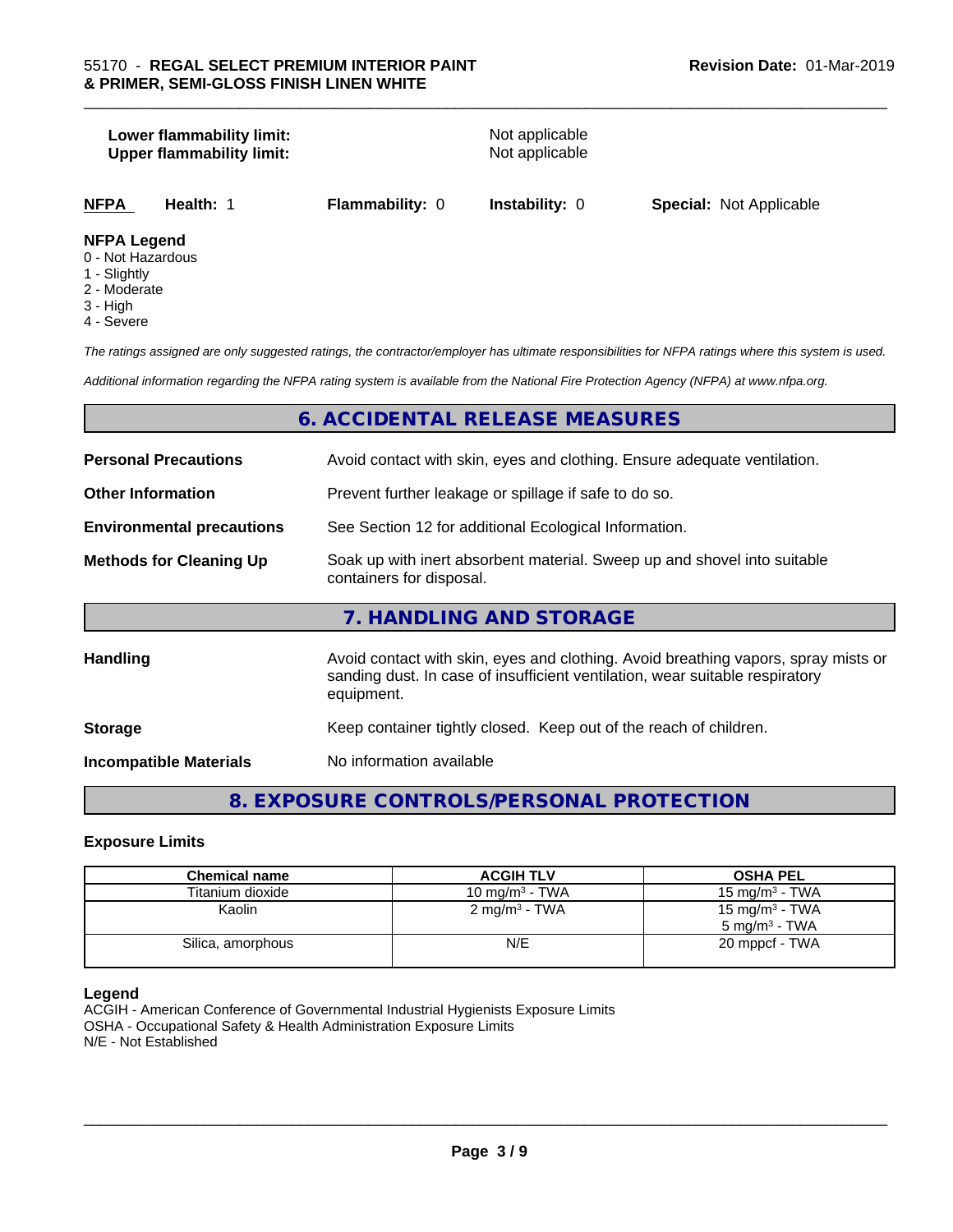**Lower flammability limit:** Not applicable
**Upper flammability limit:** Not applicable

| NFPA | Health: 1 | Flammability: 0 | Instability: 0 | Special: Not Applicable |
|---|---|---|---|---|

**NFPA Legend**
0 - Not Hazardous
1 - Slightly
2 - Moderate
3 - High
4 - Severe

*The ratings assigned are only suggested ratings, the contractor/employer has ultimate responsibilities for NFPA ratings where this system is used.*

*Additional information regarding the NFPA rating system is available from the National Fire Protection Agency (NFPA) at www.nfpa.org.*

## 6. ACCIDENTAL RELEASE MEASURES

**Personal Precautions** Avoid contact with skin, eyes and clothing. Ensure adequate ventilation.

**Other Information** Prevent further leakage or spillage if safe to do so.

**Environmental precautions** See Section 12 for additional Ecological Information.

**Methods for Cleaning Up** Soak up with inert absorbent material. Sweep up and shovel into suitable containers for disposal.

## 7. HANDLING AND STORAGE

**Handling** Avoid contact with skin, eyes and clothing. Avoid breathing vapors, spray mists or sanding dust. In case of insufficient ventilation, wear suitable respiratory equipment.

**Storage** Keep container tightly closed. Keep out of the reach of children.

**Incompatible Materials** No information available

## 8. EXPOSURE CONTROLS/PERSONAL PROTECTION

### Exposure Limits

| Chemical name | ACGIH TLV | OSHA PEL |
|---|---|---|
| Titanium dioxide | 10 mg/m³ - TWA | 15 mg/m³ - TWA |
| Kaolin | 2 mg/m³ - TWA | 15 mg/m³ - TWA<br>5 mg/m³ - TWA |
| Silica, amorphous | N/E | 20 mppcf - TWA |

**Legend**
ACGIH - American Conference of Governmental Industrial Hygienists Exposure Limits
OSHA - Occupational Safety & Health Administration Exposure Limits
N/E - Not Established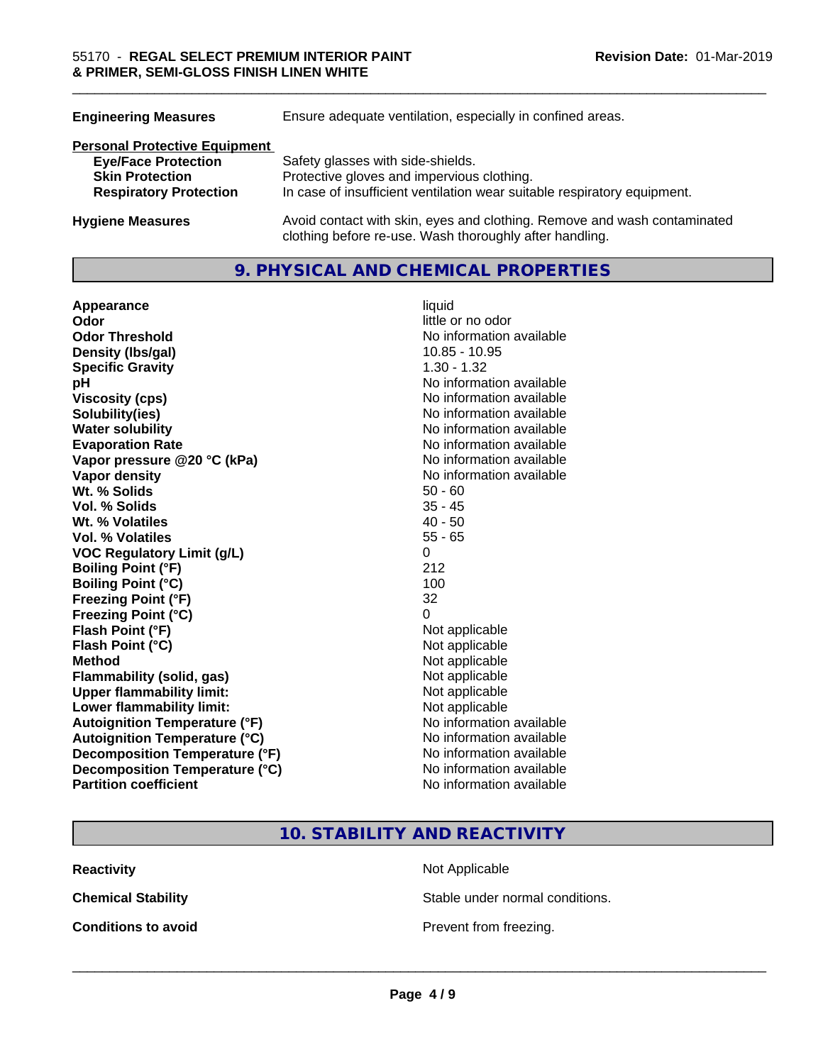| | |
|---|---|
| **Engineering Measures** | Ensure adequate ventilation, especially in confined areas. |

**Personal Protective Equipment**

| | |
|---|---|
| **Eye/Face Protection** | Safety glasses with side-shields. |
| **Skin Protection** | Protective gloves and impervious clothing. |
| **Respiratory Protection** | In case of insufficient ventilation wear suitable respiratory equipment. |
| **Hygiene Measures** | Avoid contact with skin, eyes and clothing. Remove and wash contaminated clothing before re-use. Wash thoroughly after handling. |

## 9. PHYSICAL AND CHEMICAL PROPERTIES

| | |
|---|---|
| **Appearance** | liquid |
| **Odor** | little or no odor |
| **Odor Threshold** | No information available |
| **Density (lbs/gal)** | 10.85 - 10.95 |
| **Specific Gravity** | 1.30 - 1.32 |
| **pH** | No information available |
| **Viscosity (cps)** | No information available |
| **Solubility(ies)** | No information available |
| **Water solubility** | No information available |
| **Evaporation Rate** | No information available |
| **Vapor pressure @20 °C (kPa)** | No information available |
| **Vapor density** | No information available |
| **Wt. % Solids** | 50 - 60 |
| **Vol. % Solids** | 35 - 45 |
| **Wt. % Volatiles** | 40 - 50 |
| **Vol. % Volatiles** | 55 - 65 |
| **VOC Regulatory Limit (g/L)** | 0 |
| **Boiling Point (°F)** | 212 |
| **Boiling Point (°C)** | 100 |
| **Freezing Point (°F)** | 32 |
| **Freezing Point (°C)** | 0 |
| **Flash Point (°F)** | Not applicable |
| **Flash Point (°C)** | Not applicable |
| **Method** | Not applicable |
| **Flammability (solid, gas)** | Not applicable |
| **Upper flammability limit:** | Not applicable |
| **Lower flammability limit:** | Not applicable |
| **Autoignition Temperature (°F)** | No information available |
| **Autoignition Temperature (°C)** | No information available |
| **Decomposition Temperature (°F)** | No information available |
| **Decomposition Temperature (°C)** | No information available |
| **Partition coefficient** | No information available |

## 10. STABILITY AND REACTIVITY

| | |
|---|---|
| **Reactivity** | Not Applicable |
| **Chemical Stability** | Stable under normal conditions. |
| **Conditions to avoid** | Prevent from freezing. |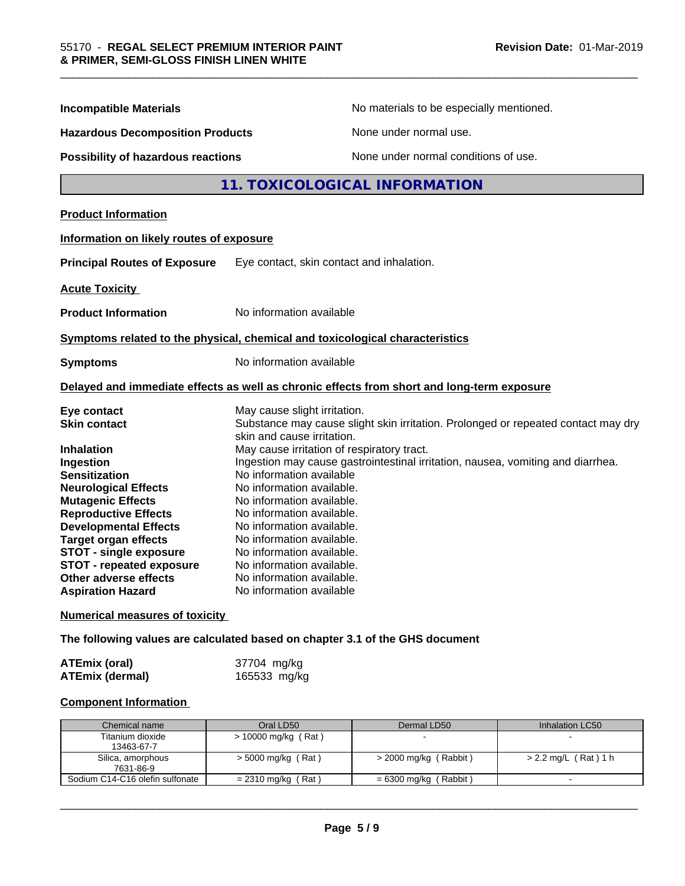**Incompatible Materials** No materials to be especially mentioned.

**Hazardous Decomposition Products** None under normal use.

**Possibility of hazardous reactions** None under normal conditions of use.

## 11. TOXICOLOGICAL INFORMATION

**Product Information**

**Information on likely routes of exposure**

**Principal Routes of Exposure** Eye contact, skin contact and inhalation.

**Acute Toxicity**

**Product Information** No information available

**Symptoms related to the physical, chemical and toxicological characteristics**

**Symptoms** No information available

**Delayed and immediate effects as well as chronic effects from short and long-term exposure**

**Eye contact** May cause slight irritation.
**Skin contact** Substance may cause slight skin irritation. Prolonged or repeated contact may dry skin and cause irritation.
**Inhalation** May cause irritation of respiratory tract.
**Ingestion** Ingestion may cause gastrointestinal irritation, nausea, vomiting and diarrhea.
**Sensitization** No information available
**Neurological Effects** No information available.
**Mutagenic Effects** No information available.
**Reproductive Effects** No information available.
**Developmental Effects** No information available.
**Target organ effects** No information available.
**STOT - single exposure** No information available.
**STOT - repeated exposure** No information available.
**Other adverse effects** No information available.
**Aspiration Hazard** No information available

**Numerical measures of toxicity**

**The following values are calculated based on chapter 3.1 of the GHS document**

**ATEmix (oral)** 37704 mg/kg
**ATEmix (dermal)** 165533 mg/kg

**Component Information**

| Chemical name | Oral LD50 | Dermal LD50 | Inhalation LC50 |
|---|---|---|---|
| Titanium dioxide 13463-67-7 | > 10000 mg/kg ( Rat ) | - | - |
| Silica, amorphous 7631-86-9 | > 5000 mg/kg ( Rat ) | > 2000 mg/kg ( Rabbit ) | > 2.2 mg/L ( Rat ) 1 h |
| Sodium C14-C16 olefin sulfonate | = 2310 mg/kg ( Rat ) | = 6300 mg/kg ( Rabbit ) | - |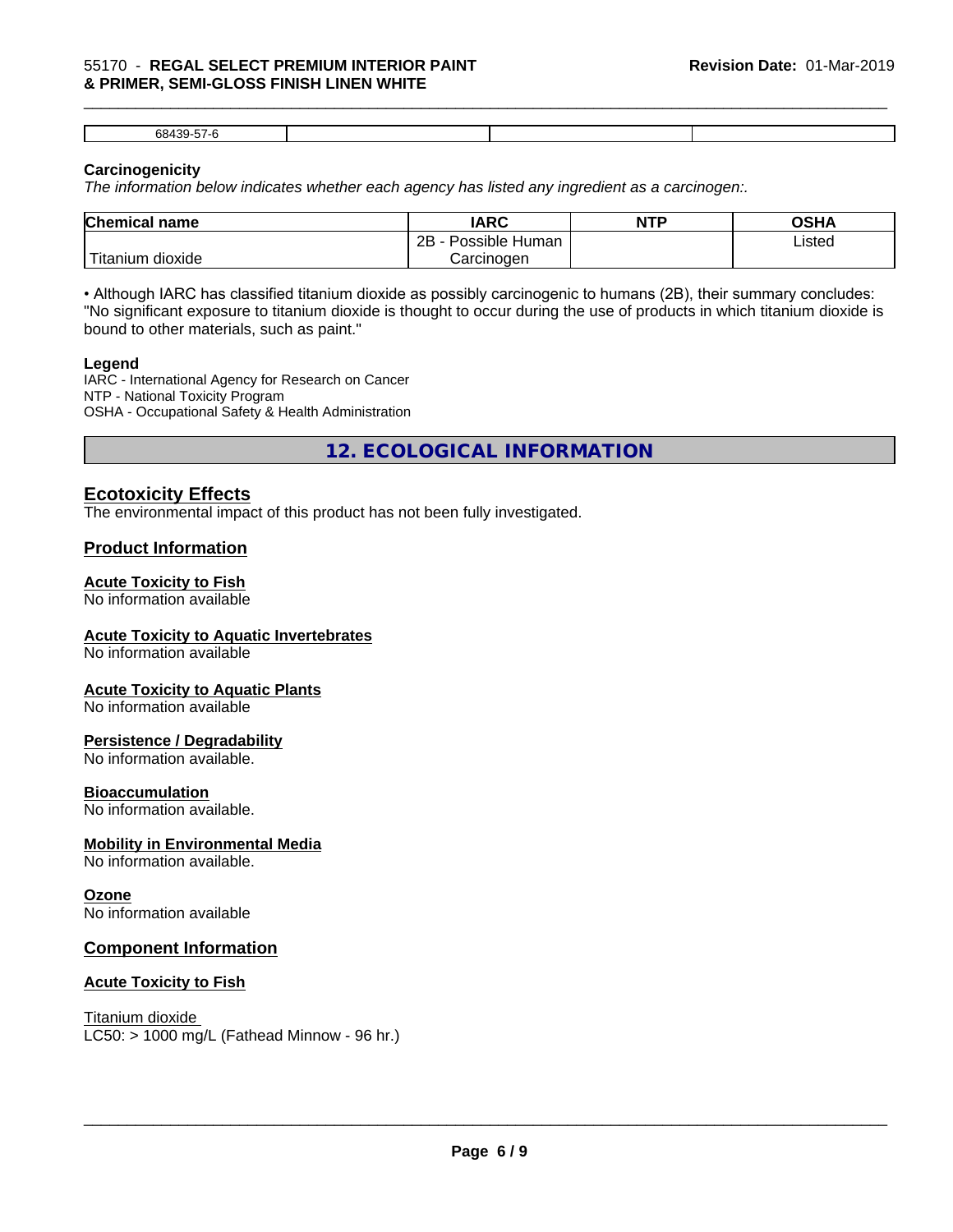| 68439-57-6 | | | |
|---|---|---|---|

**Carcinogenicity**

*The information below indicates whether each agency has listed any ingredient as a carcinogen:.*

| Chemical name | IARC | NTP | OSHA |
|---|---|---|---|
| Titanium dioxide | 2B - Possible Human Carcinogen | | Listed |

• Although IARC has classified titanium dioxide as possibly carcinogenic to humans (2B), their summary concludes: "No significant exposure to titanium dioxide is thought to occur during the use of products in which titanium dioxide is bound to other materials, such as paint."

**Legend**

IARC - International Agency for Research on Cancer
NTP - National Toxicity Program
OSHA - Occupational Safety & Health Administration

# 12. ECOLOGICAL INFORMATION

## Ecotoxicity Effects

The environmental impact of this product has not been fully investigated.

## Product Information

### Acute Toxicity to Fish

No information available

### Acute Toxicity to Aquatic Invertebrates

No information available

### Acute Toxicity to Aquatic Plants

No information available

### Persistence / Degradability

No information available.

### Bioaccumulation

No information available.

### Mobility in Environmental Media

No information available.

### Ozone

No information available

## Component Information

### Acute Toxicity to Fish

Titanium dioxide
LC50: > 1000 mg/L (Fathead Minnow - 96 hr.)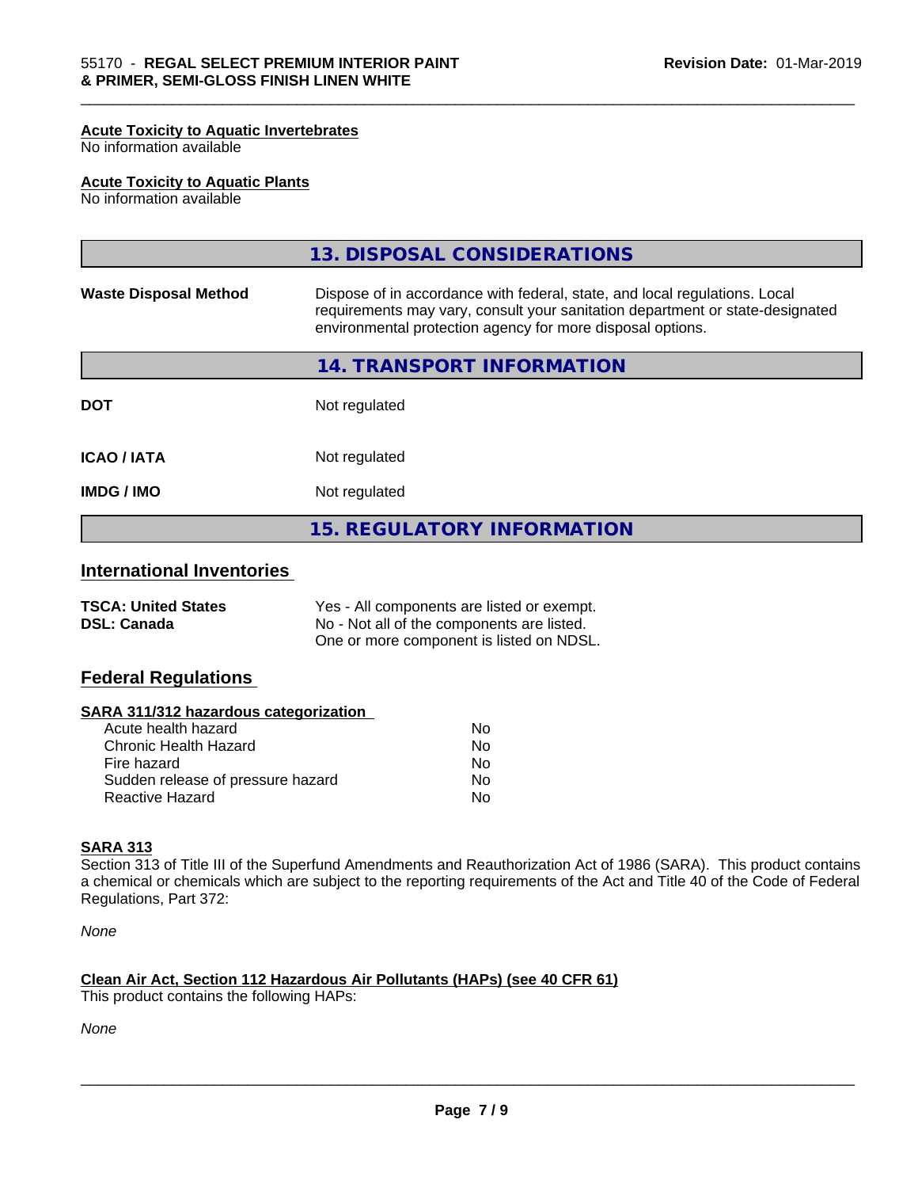**Acute Toxicity to Aquatic Invertebrates**
No information available

**Acute Toxicity to Aquatic Plants**
No information available

## 13. DISPOSAL CONSIDERATIONS

| | |
|---|---|
| **Waste Disposal Method** | Dispose of in accordance with federal, state, and local regulations. Local requirements may vary, consult your sanitation department or state-designated environmental protection agency for more disposal options. |

## 14. TRANSPORT INFORMATION

| | |
|---|---|
| **DOT** | Not regulated |
| **ICAO / IATA** | Not regulated |
| **IMDG / IMO** | Not regulated |

## 15. REGULATORY INFORMATION

### International Inventories

| | |
|---|---|
| **TSCA: United States** | Yes - All components are listed or exempt. |
| **DSL: Canada** | No - Not all of the components are listed. One or more component is listed on NDSL. |

### Federal Regulations

**SARA 311/312 hazardous categorization**

| | |
|---|---|
| Acute health hazard | No |
| Chronic Health Hazard | No |
| Fire hazard | No |
| Sudden release of pressure hazard | No |
| Reactive Hazard | No |

**SARA 313**

Section 313 of Title III of the Superfund Amendments and Reauthorization Act of 1986 (SARA). This product contains a chemical or chemicals which are subject to the reporting requirements of the Act and Title 40 of the Code of Federal Regulations, Part 372:

*None*

**Clean Air Act, Section 112 Hazardous Air Pollutants (HAPs) (see 40 CFR 61)**

This product contains the following HAPs:

*None*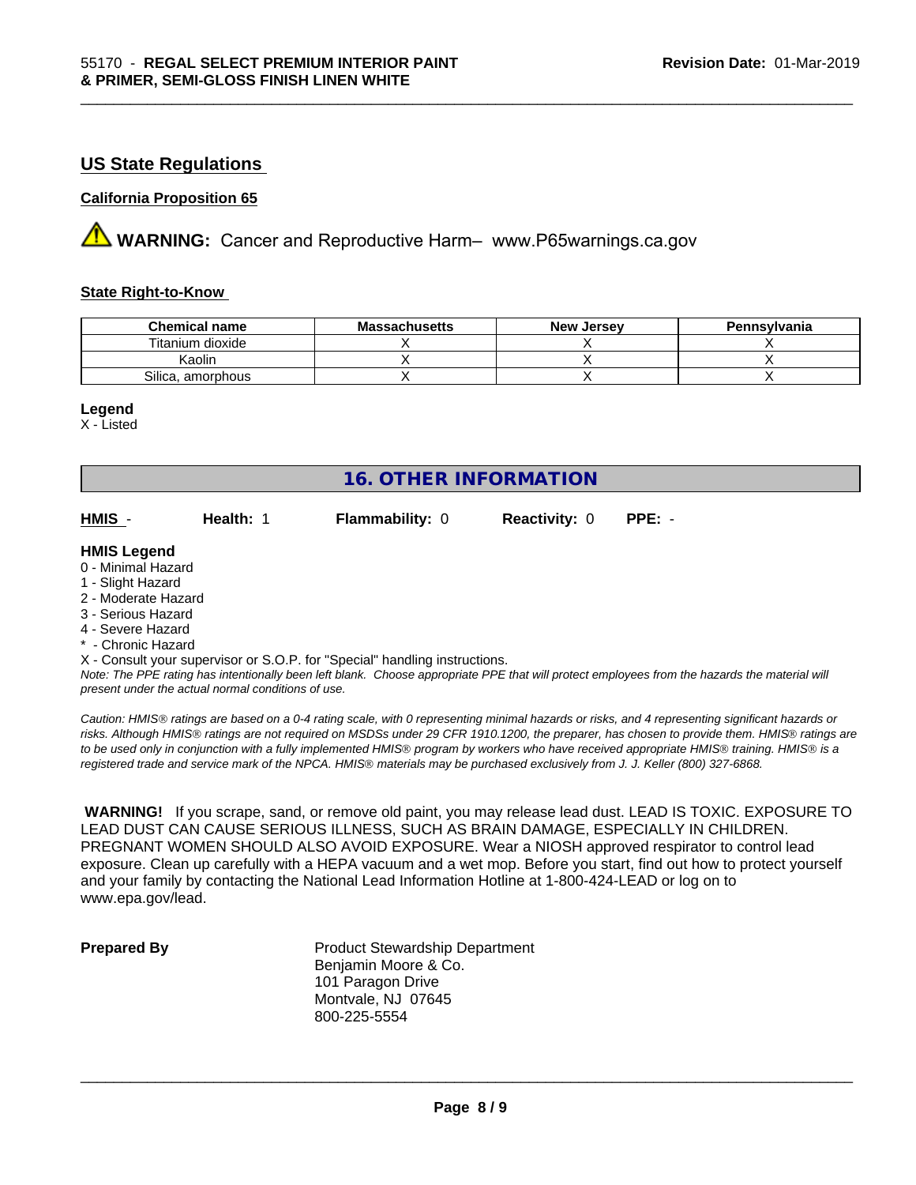## US State Regulations

### California Proposition 65

⚠ **WARNING:** Cancer and Reproductive Harm– www.P65warnings.ca.gov

### State Right-to-Know

| Chemical name | Massachusetts | New Jersey | Pennsylvania |
|---|---|---|---|
| Titanium dioxide | X | X | X |
| Kaolin | X | X | X |
| Silica, amorphous | X | X | X |

**Legend**

X - Listed

## 16. OTHER INFORMATION

**HMIS** - **Health:** 1 **Flammability:** 0 **Reactivity:** 0 **PPE:** -

**HMIS Legend**

0 - Minimal Hazard
1 - Slight Hazard
2 - Moderate Hazard
3 - Serious Hazard
4 - Severe Hazard
* - Chronic Hazard
X - Consult your supervisor or S.O.P. for "Special" handling instructions.

*Note: The PPE rating has intentionally been left blank. Choose appropriate PPE that will protect employees from the hazards the material will present under the actual normal conditions of use.*

*Caution: HMIS® ratings are based on a 0-4 rating scale, with 0 representing minimal hazards or risks, and 4 representing significant hazards or risks. Although HMIS® ratings are not required on MSDSs under 29 CFR 1910.1200, the preparer, has chosen to provide them. HMIS® ratings are to be used only in conjunction with a fully implemented HMIS® program by workers who have received appropriate HMIS® training. HMIS® is a registered trade and service mark of the NPCA. HMIS® materials may be purchased exclusively from J. J. Keller (800) 327-6868.*

**WARNING!** If you scrape, sand, or remove old paint, you may release lead dust. LEAD IS TOXIC. EXPOSURE TO LEAD DUST CAN CAUSE SERIOUS ILLNESS, SUCH AS BRAIN DAMAGE, ESPECIALLY IN CHILDREN. PREGNANT WOMEN SHOULD ALSO AVOID EXPOSURE. Wear a NIOSH approved respirator to control lead exposure. Clean up carefully with a HEPA vacuum and a wet mop. Before you start, find out how to protect yourself and your family by contacting the National Lead Information Hotline at 1-800-424-LEAD or log on to www.epa.gov/lead.

**Prepared By**

Product Stewardship Department
Benjamin Moore & Co.
101 Paragon Drive
Montvale, NJ 07645
800-225-5554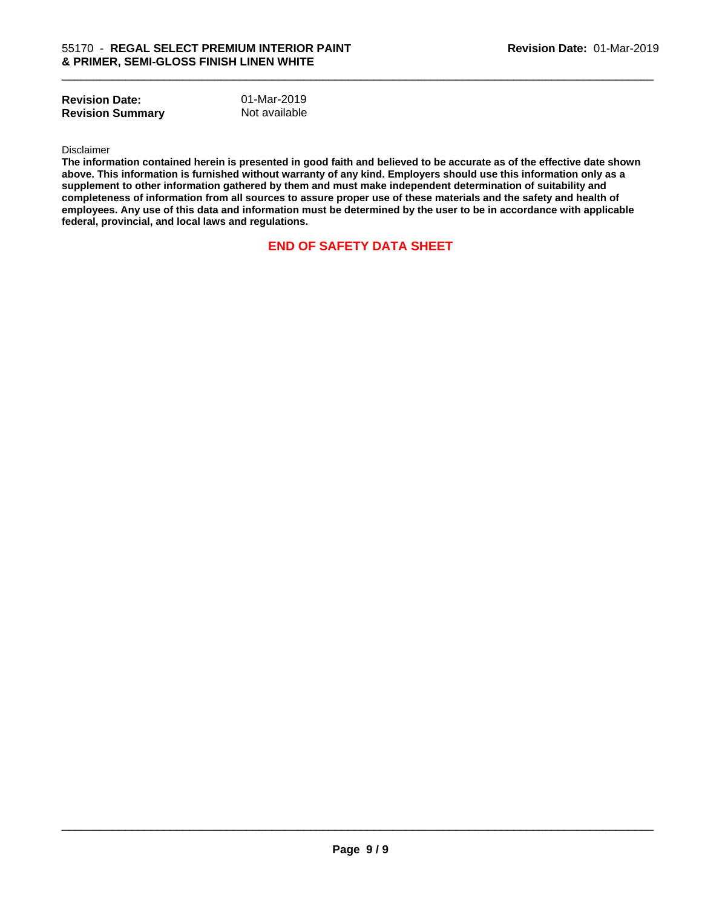**Revision Date:** 01-Mar-2019
**Revision Summary** Not available

Disclaimer

**The information contained herein is presented in good faith and believed to be accurate as of the effective date shown above. This information is furnished without warranty of any kind. Employers should use this information only as a supplement to other information gathered by them and must make independent determination of suitability and completeness of information from all sources to assure proper use of these materials and the safety and health of employees. Any use of this data and information must be determined by the user to be in accordance with applicable federal, provincial, and local laws and regulations.**

**END OF SAFETY DATA SHEET**